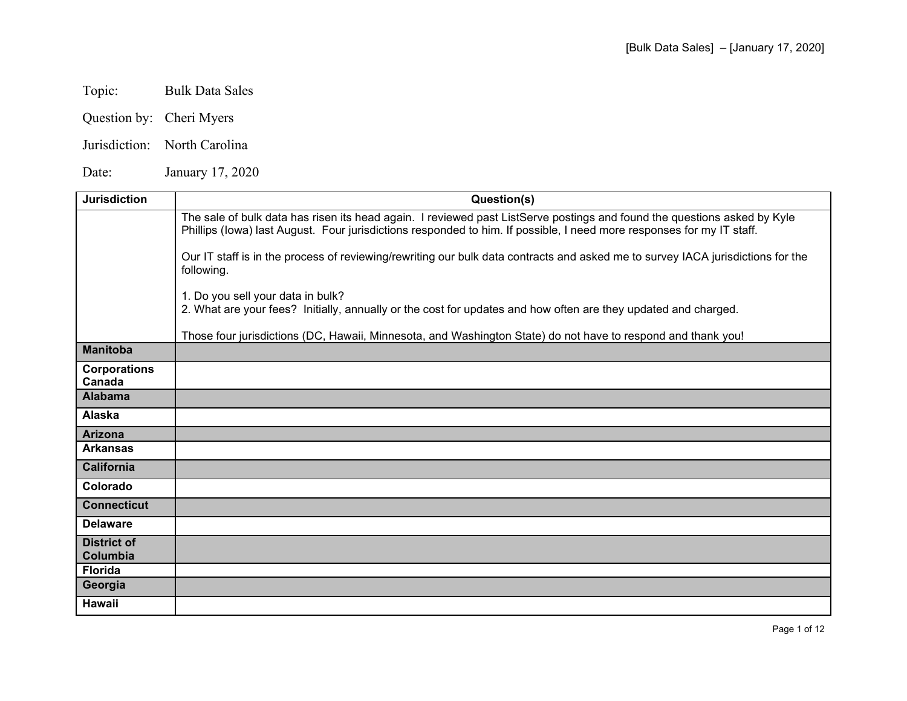Topic: Bulk Data Sales

Question by: Cheri Myers

Jurisdiction: North Carolina

Date: January 17, 2020

| Jurisdiction | Question(s) |
|---|---|
| | The sale of bulk data has risen its head again. I reviewed past ListServe postings and found the questions asked by Kyle Phillips (Iowa) last August. Four jurisdictions responded to him. If possible, I need more responses for my IT staff.<br><br>Our IT staff is in the process of reviewing/rewriting our bulk data contracts and asked me to survey IACA jurisdictions for the following.<br><br>1. Do you sell your data in bulk?<br>2. What are your fees? Initially, annually or the cost for updates and how often are they updated and charged.<br><br>Those four jurisdictions (DC, Hawaii, Minnesota, and Washington State) do not have to respond and thank you! |
| **Manitoba** | |
| **Corporations Canada** | |
| **Alabama** | |
| **Alaska** | |
| **Arizona** | |
| **Arkansas** | |
| **California** | |
| **Colorado** | |
| **Connecticut** | |
| **Delaware** | |
| **District of Columbia** | |
| **Florida** | |
| **Georgia** | |
| **Hawaii** | |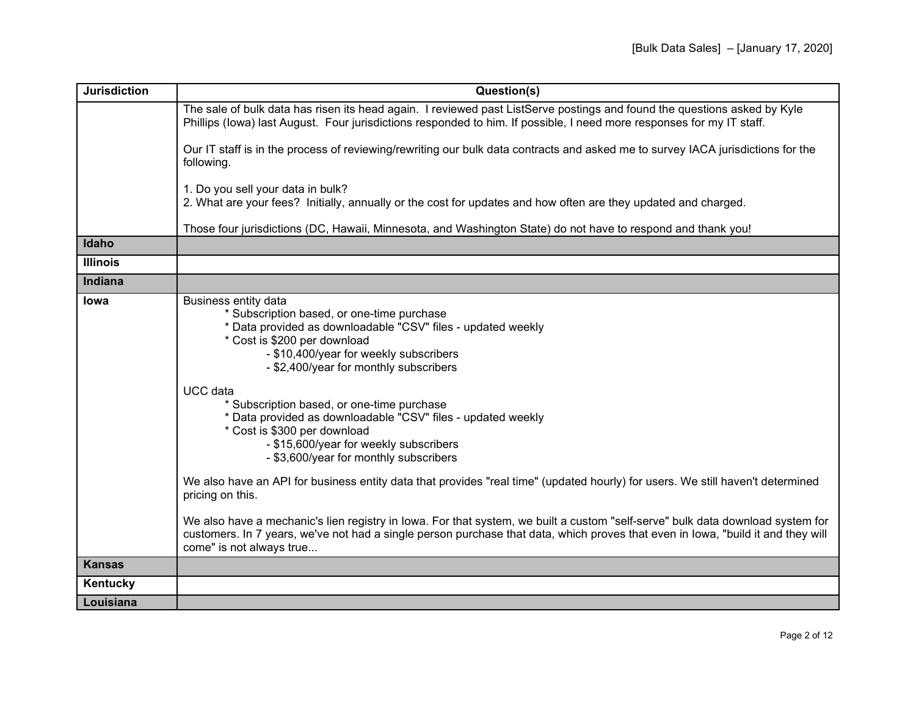| Jurisdiction | Question(s) |
| --- | --- |
| | The sale of bulk data has risen its head again. I reviewed past ListServe postings and found the questions asked by Kyle Phillips (Iowa) last August. Four jurisdictions responded to him. If possible, I need more responses for my IT staff.<br><br>Our IT staff is in the process of reviewing/rewriting our bulk data contracts and asked me to survey IACA jurisdictions for the following.<br><br>1. Do you sell your data in bulk?<br>2. What are your fees? Initially, annually or the cost for updates and how often are they updated and charged.<br><br>Those four jurisdictions (DC, Hawaii, Minnesota, and Washington State) do not have to respond and thank you! |
| **Idaho** | |
| **Illinois** | |
| **Indiana** | |
| **Iowa** | Business entity data<br>* Subscription based, or one-time purchase<br>* Data provided as downloadable "CSV" files - updated weekly<br>* Cost is $200 per download<br>- $10,400/year for weekly subscribers<br>- $2,400/year for monthly subscribers<br><br>UCC data<br>* Subscription based, or one-time purchase<br>* Data provided as downloadable "CSV" files - updated weekly<br>* Cost is $300 per download<br>- $15,600/year for weekly subscribers<br>- $3,600/year for monthly subscribers<br><br>We also have an API for business entity data that provides "real time" (updated hourly) for users. We still haven't determined pricing on this.<br><br>We also have a mechanic's lien registry in Iowa. For that system, we built a custom "self-serve" bulk data download system for customers. In 7 years, we've not had a single person purchase that data, which proves that even in Iowa, "build it and they will come" is not always true... |
| **Kansas** | |
| **Kentucky** | |
| **Louisiana** | |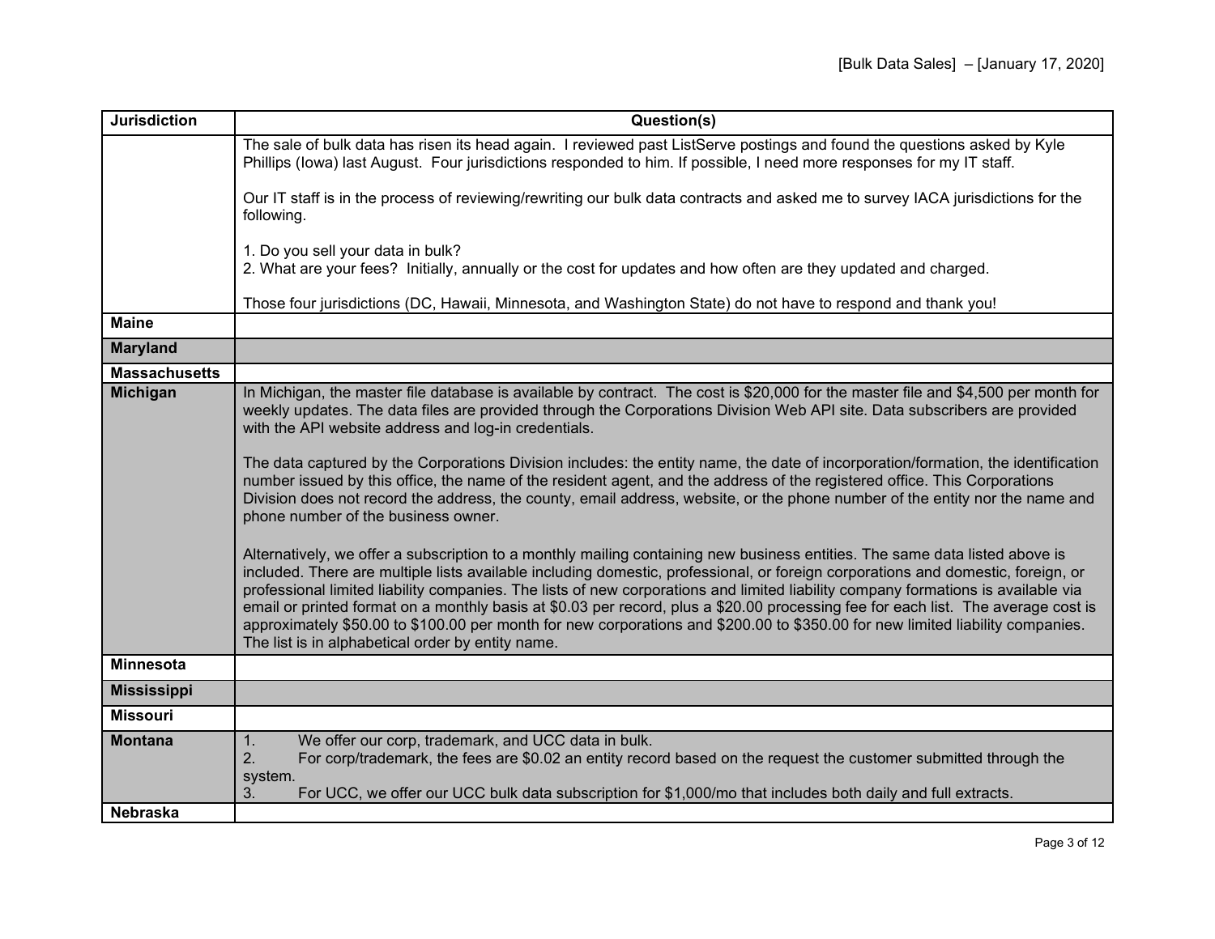| Jurisdiction | Question(s) |
|---|---|
| | The sale of bulk data has risen its head again. I reviewed past ListServe postings and found the questions asked by Kyle Phillips (Iowa) last August. Four jurisdictions responded to him. If possible, I need more responses for my IT staff.<br><br>Our IT staff is in the process of reviewing/rewriting our bulk data contracts and asked me to survey IACA jurisdictions for the following.<br><br>1. Do you sell your data in bulk?<br>2. What are your fees? Initially, annually or the cost for updates and how often are they updated and charged.<br><br>Those four jurisdictions (DC, Hawaii, Minnesota, and Washington State) do not have to respond and thank you! |
| **Maine** | |
| **Maryland** | |
| **Massachusetts** | |
| **Michigan** | In Michigan, the master file database is available by contract. The cost is $20,000 for the master file and $4,500 per month for weekly updates. The data files are provided through the Corporations Division Web API site. Data subscribers are provided with the API website address and log-in credentials.<br><br>The data captured by the Corporations Division includes: the entity name, the date of incorporation/formation, the identification number issued by this office, the name of the resident agent, and the address of the registered office. This Corporations Division does not record the address, the county, email address, website, or the phone number of the entity nor the name and phone number of the business owner.<br><br>Alternatively, we offer a subscription to a monthly mailing containing new business entities. The same data listed above is included. There are multiple lists available including domestic, professional, or foreign corporations and domestic, foreign, or professional limited liability companies. The lists of new corporations and limited liability company formations is available via email or printed format on a monthly basis at $0.03 per record, plus a $20.00 processing fee for each list. The average cost is approximately $50.00 to $100.00 per month for new corporations and $200.00 to $350.00 for new limited liability companies. The list is in alphabetical order by entity name. |
| **Minnesota** | |
| **Mississippi** | |
| **Missouri** | |
| **Montana** | 1. We offer our corp, trademark, and UCC data in bulk.<br>2. For corp/trademark, the fees are $0.02 an entity record based on the request the customer submitted through the system.<br>3. For UCC, we offer our UCC bulk data subscription for $1,000/mo that includes both daily and full extracts. |
| **Nebraska** | |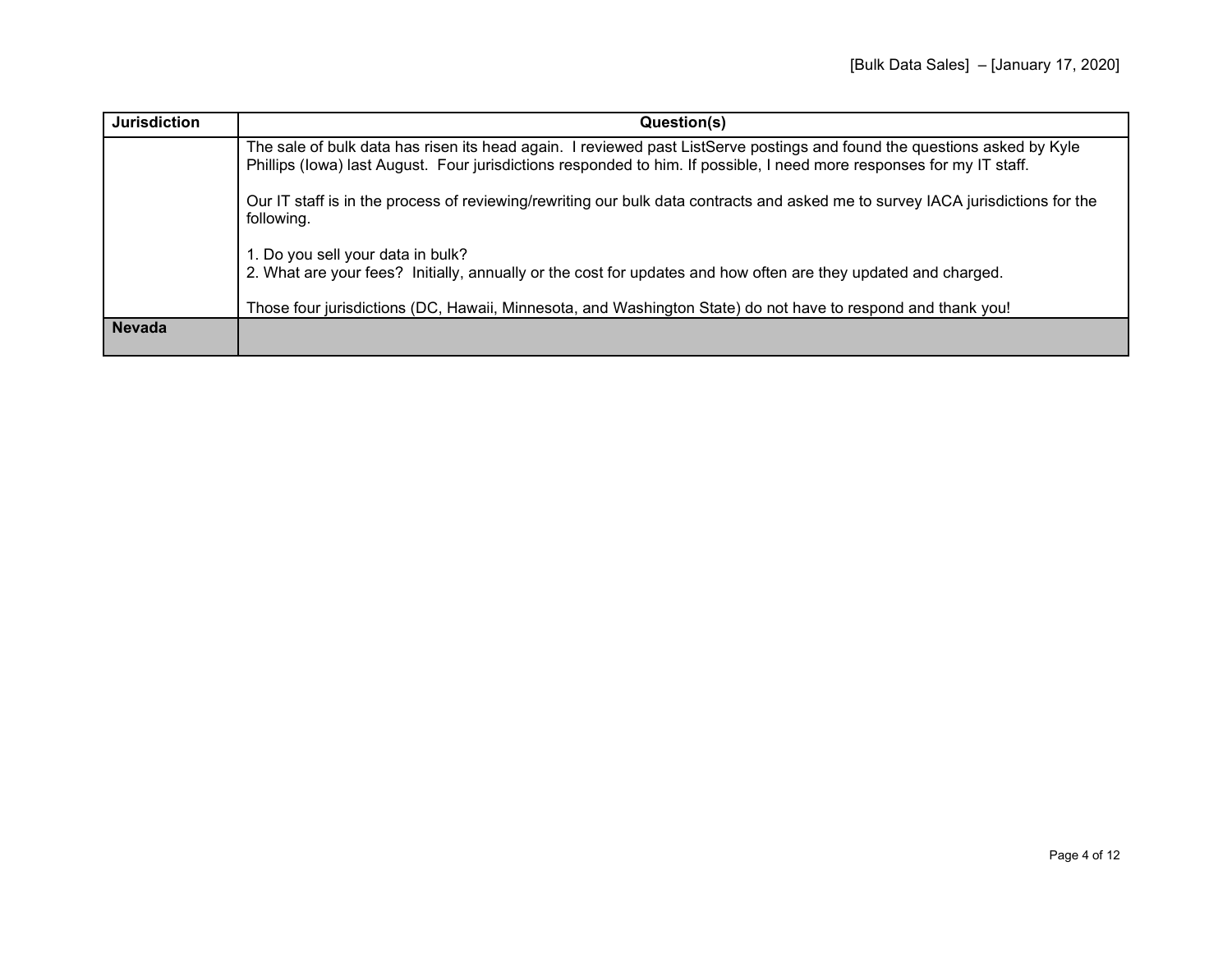| Jurisdiction | Question(s) |
|---|---|
| | The sale of bulk data has risen its head again. I reviewed past ListServe postings and found the questions asked by Kyle Phillips (Iowa) last August. Four jurisdictions responded to him. If possible, I need more responses for my IT staff.<br><br>Our IT staff is in the process of reviewing/rewriting our bulk data contracts and asked me to survey IACA jurisdictions for the following.<br><br>1. Do you sell your data in bulk?<br>2. What are your fees? Initially, annually or the cost for updates and how often are they updated and charged.<br><br>Those four jurisdictions (DC, Hawaii, Minnesota, and Washington State) do not have to respond and thank you! |
| **Nevada** | |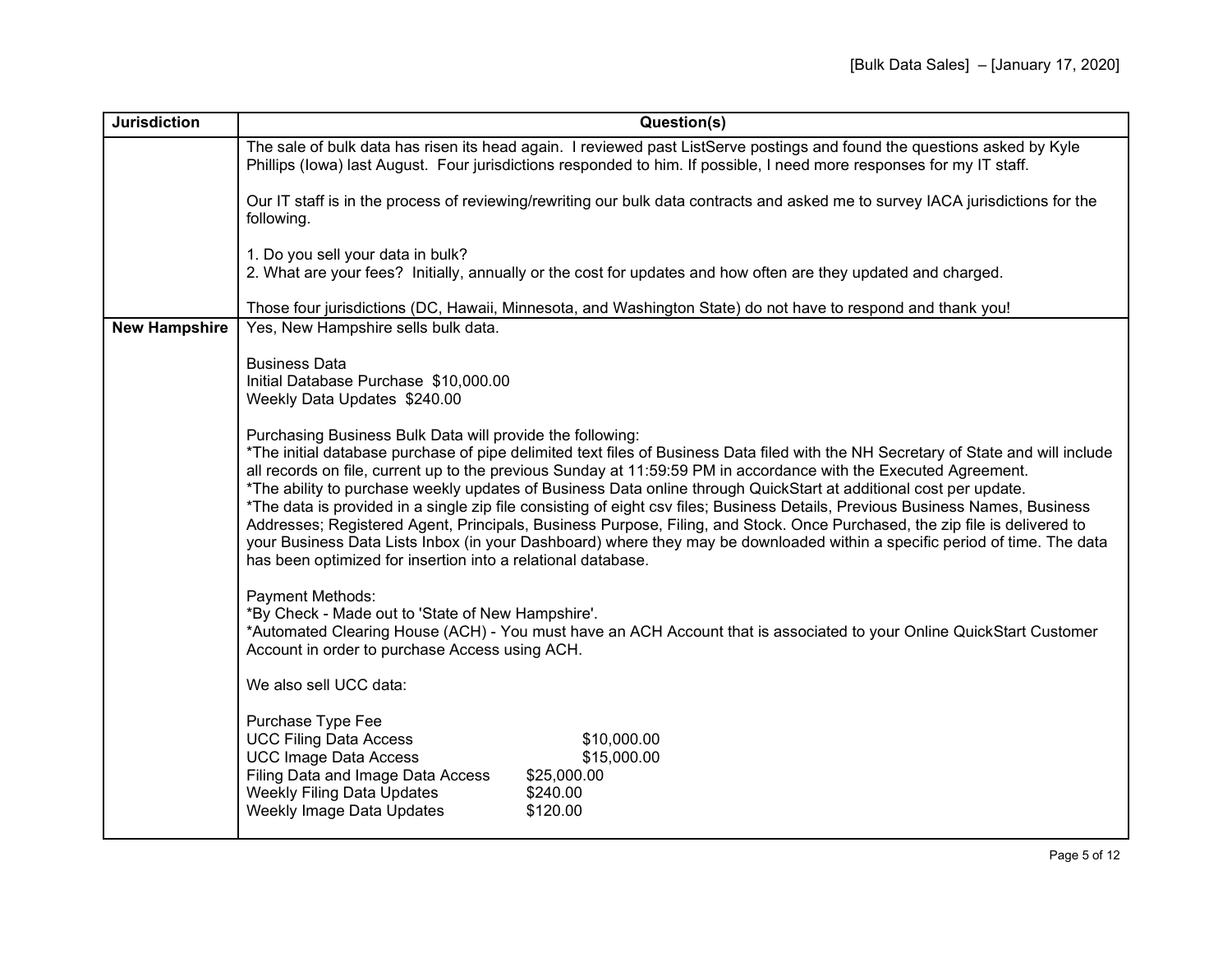| Jurisdiction | Question(s) |
|---|---|
| | The sale of bulk data has risen its head again. I reviewed past ListServe postings and found the questions asked by Kyle Phillips (Iowa) last August. Four jurisdictions responded to him. If possible, I need more responses for my IT staff.<br><br>Our IT staff is in the process of reviewing/rewriting our bulk data contracts and asked me to survey IACA jurisdictions for the following.<br><br>1. Do you sell your data in bulk?<br>2. What are your fees? Initially, annually or the cost for updates and how often are they updated and charged.<br><br>Those four jurisdictions (DC, Hawaii, Minnesota, and Washington State) do not have to respond and thank you! |
| **New Hampshire** | Yes, New Hampshire sells bulk data.<br><br>Business Data<br>Initial Database Purchase $10,000.00<br>Weekly Data Updates $240.00<br><br>Purchasing Business Bulk Data will provide the following:<br>*The initial database purchase of pipe delimited text files of Business Data filed with the NH Secretary of State and will include all records on file, current up to the previous Sunday at 11:59:59 PM in accordance with the Executed Agreement.<br>*The ability to purchase weekly updates of Business Data online through QuickStart at additional cost per update.<br>*The data is provided in a single zip file consisting of eight csv files; Business Details, Previous Business Names, Business Addresses; Registered Agent, Principals, Business Purpose, Filing, and Stock. Once Purchased, the zip file is delivered to your Business Data Lists Inbox (in your Dashboard) where they may be downloaded within a specific period of time. The data has been optimized for insertion into a relational database.<br><br>Payment Methods:<br>*By Check - Made out to 'State of New Hampshire'.<br>*Automated Clearing House (ACH) - You must have an ACH Account that is associated to your Online QuickStart Customer Account in order to purchase Access using ACH.<br><br>We also sell UCC data:<br><br>Purchase Type Fee<br>UCC Filing Data Access $10,000.00<br>UCC Image Data Access $15,000.00<br>Filing Data and Image Data Access $25,000.00<br>Weekly Filing Data Updates $240.00<br>Weekly Image Data Updates $120.00 |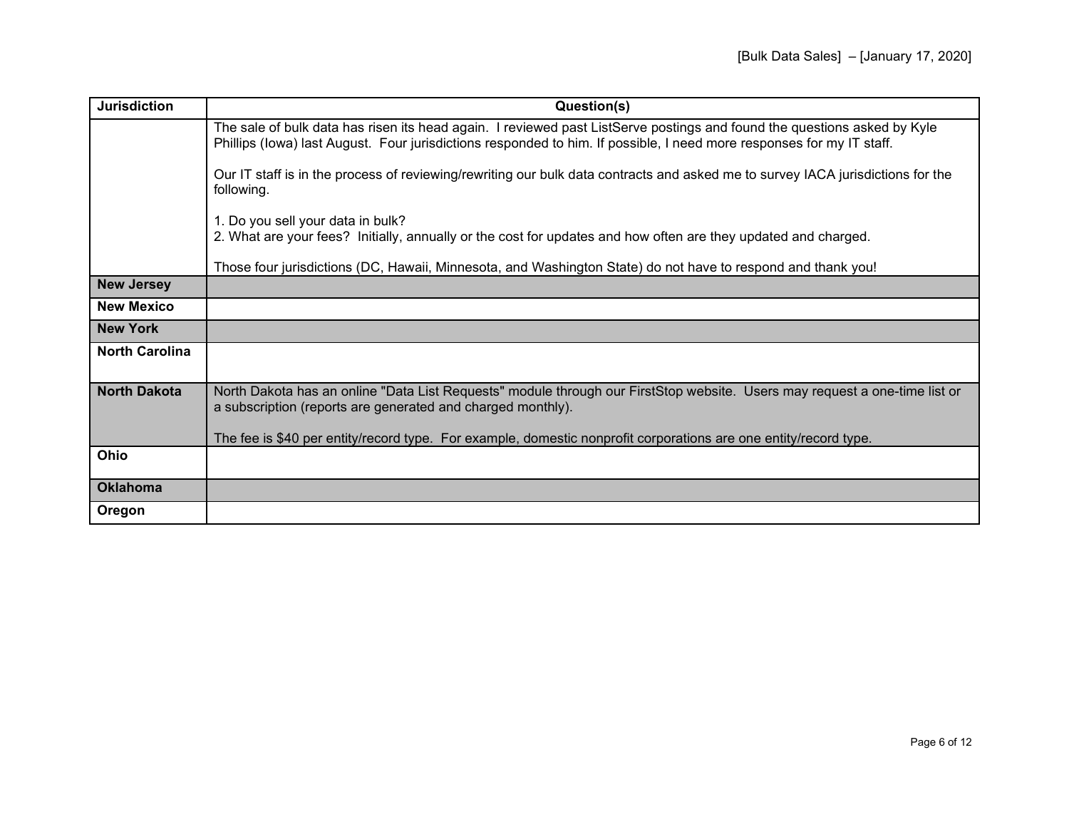| Jurisdiction | Question(s) |
|---|---|
| | The sale of bulk data has risen its head again. I reviewed past ListServe postings and found the questions asked by Kyle Phillips (Iowa) last August. Four jurisdictions responded to him. If possible, I need more responses for my IT staff.<br><br>Our IT staff is in the process of reviewing/rewriting our bulk data contracts and asked me to survey IACA jurisdictions for the following.<br><br>1. Do you sell your data in bulk?<br>2. What are your fees? Initially, annually or the cost for updates and how often are they updated and charged.<br><br>Those four jurisdictions (DC, Hawaii, Minnesota, and Washington State) do not have to respond and thank you! |
| **New Jersey** | |
| **New Mexico** | |
| **New York** | |
| **North Carolina** | |
| **North Dakota** | North Dakota has an online "Data List Requests" module through our FirstStop website. Users may request a one-time list or a subscription (reports are generated and charged monthly).<br><br>The fee is $40 per entity/record type. For example, domestic nonprofit corporations are one entity/record type. |
| **Ohio** | |
| **Oklahoma** | |
| **Oregon** | |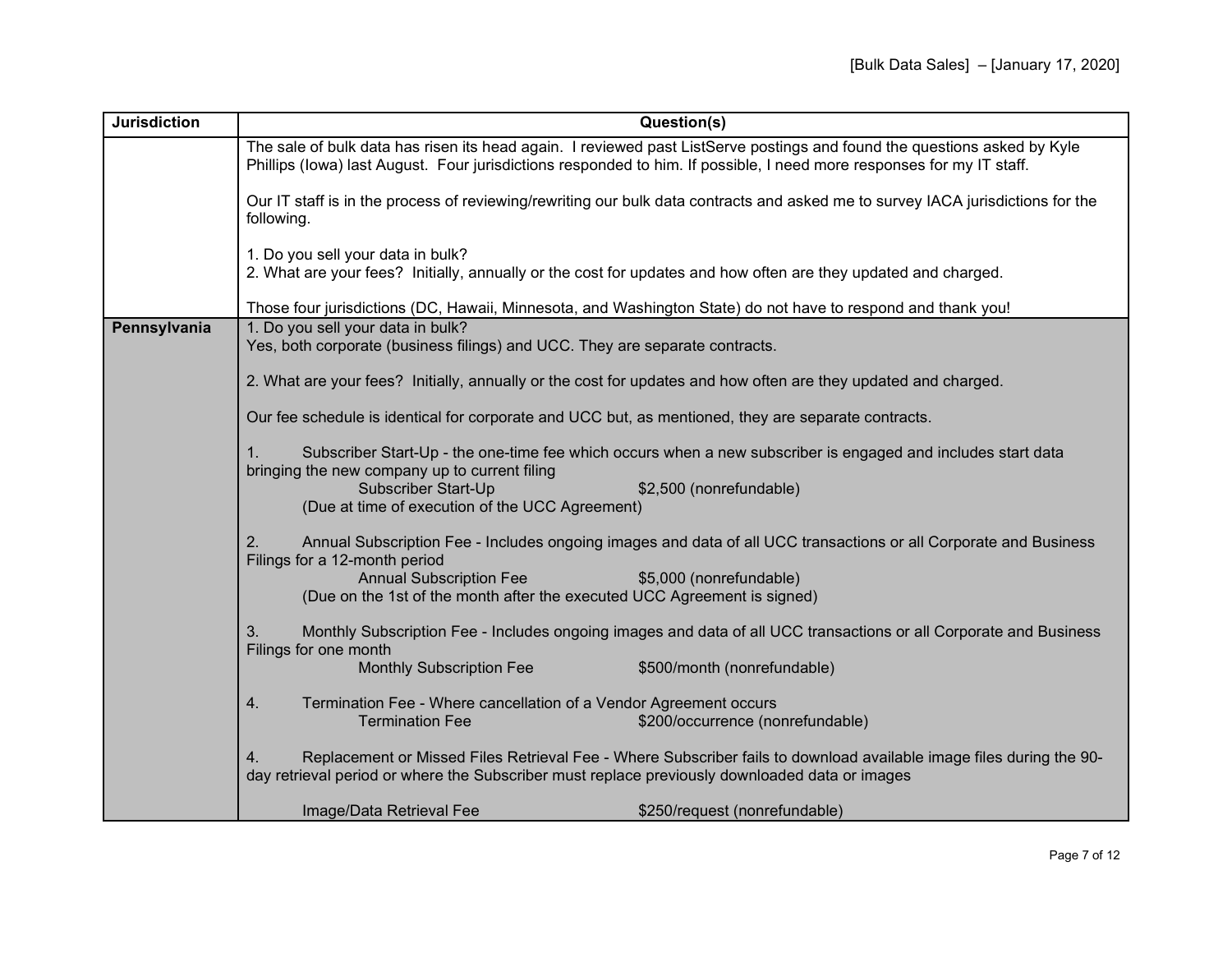| Jurisdiction | Question(s) |
| --- | --- |
| | The sale of bulk data has risen its head again. I reviewed past ListServe postings and found the questions asked by Kyle Phillips (Iowa) last August. Four jurisdictions responded to him. If possible, I need more responses for my IT staff.<br><br>Our IT staff is in the process of reviewing/rewriting our bulk data contracts and asked me to survey IACA jurisdictions for the following.<br><br>1. Do you sell your data in bulk?<br>2. What are your fees? Initially, annually or the cost for updates and how often are they updated and charged.<br><br>Those four jurisdictions (DC, Hawaii, Minnesota, and Washington State) do not have to respond and thank you! |
| **Pennsylvania** | 1. Do you sell your data in bulk?<br>Yes, both corporate (business filings) and UCC. They are separate contracts.<br><br>2. What are your fees? Initially, annually or the cost for updates and how often are they updated and charged.<br><br>Our fee schedule is identical for corporate and UCC but, as mentioned, they are separate contracts.<br><br>1. Subscriber Start-Up - the one-time fee which occurs when a new subscriber is engaged and includes start data bringing the new company up to current filing<br>Subscriber Start-Up $2,500 (nonrefundable)<br>(Due at time of execution of the UCC Agreement)<br><br>2. Annual Subscription Fee - Includes ongoing images and data of all UCC transactions or all Corporate and Business Filings for a 12-month period<br>Annual Subscription Fee $5,000 (nonrefundable)<br>(Due on the 1st of the month after the executed UCC Agreement is signed)<br><br>3. Monthly Subscription Fee - Includes ongoing images and data of all UCC transactions or all Corporate and Business Filings for one month<br>Monthly Subscription Fee $500/month (nonrefundable)<br><br>4. Termination Fee - Where cancellation of a Vendor Agreement occurs<br>Termination Fee $200/occurrence (nonrefundable)<br><br>4. Replacement or Missed Files Retrieval Fee - Where Subscriber fails to download available image files during the 90-day retrieval period or where the Subscriber must replace previously downloaded data or images<br><br>Image/Data Retrieval Fee $250/request (nonrefundable) |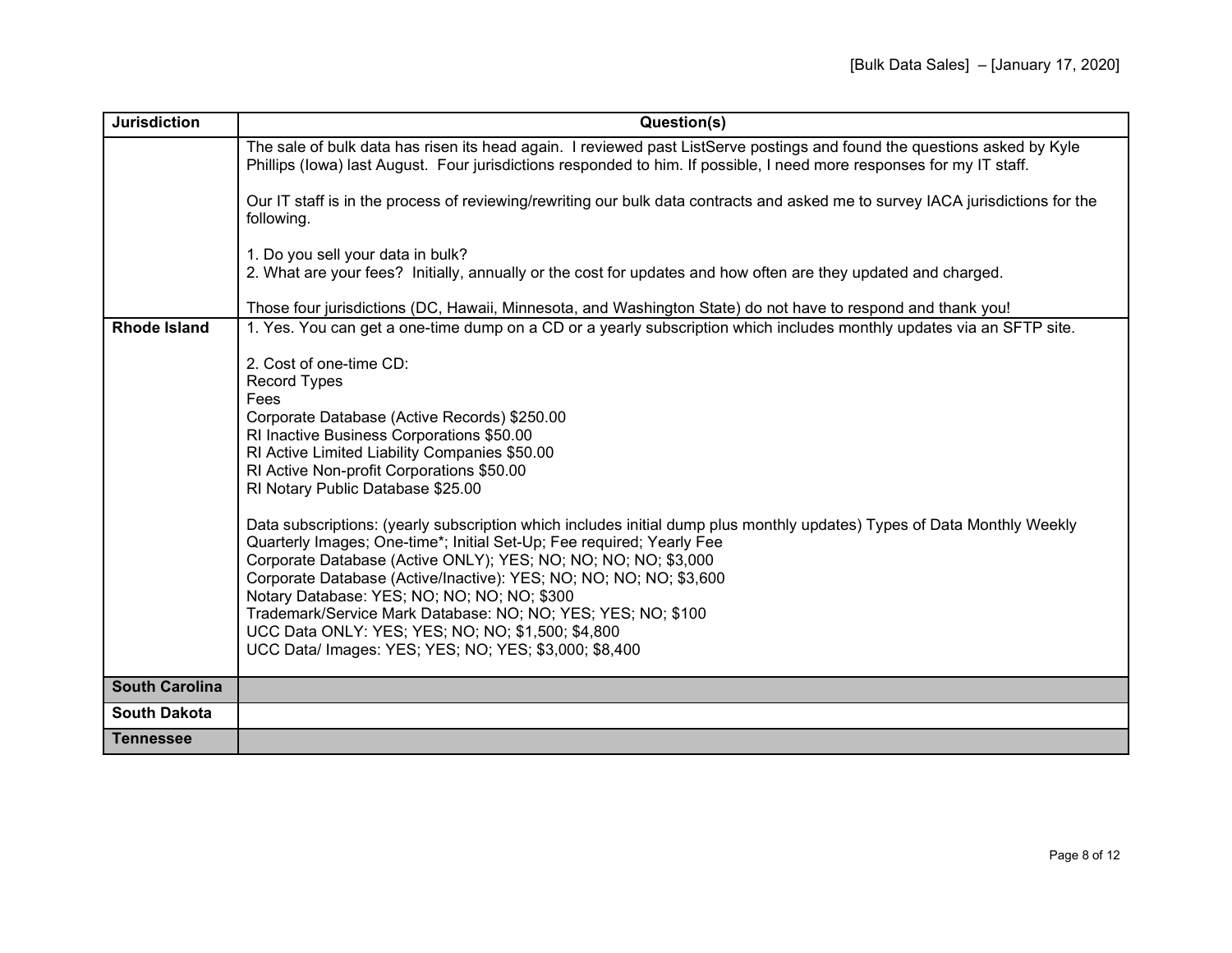| Jurisdiction | Question(s) |
|---|---|
| | The sale of bulk data has risen its head again. I reviewed past ListServe postings and found the questions asked by Kyle Phillips (Iowa) last August. Four jurisdictions responded to him. If possible, I need more responses for my IT staff.<br><br>Our IT staff is in the process of reviewing/rewriting our bulk data contracts and asked me to survey IACA jurisdictions for the following.<br><br>1. Do you sell your data in bulk?<br>2. What are your fees? Initially, annually or the cost for updates and how often are they updated and charged.<br><br>Those four jurisdictions (DC, Hawaii, Minnesota, and Washington State) do not have to respond and thank you! |
| **Rhode Island** | 1. Yes. You can get a one-time dump on a CD or a yearly subscription which includes monthly updates via an SFTP site.<br><br>2. Cost of one-time CD:<br>Record Types<br>Fees<br>Corporate Database (Active Records) $250.00<br>RI Inactive Business Corporations $50.00<br>RI Active Limited Liability Companies $50.00<br>RI Active Non-profit Corporations $50.00<br>RI Notary Public Database $25.00<br><br>Data subscriptions: (yearly subscription which includes initial dump plus monthly updates) Types of Data Monthly Weekly Quarterly Images; One-time*; Initial Set-Up; Fee required; Yearly Fee<br>Corporate Database (Active ONLY); YES; NO; NO; NO; NO; $3,000<br>Corporate Database (Active/Inactive): YES; NO; NO; NO; NO; $3,600<br>Notary Database: YES; NO; NO; NO; NO; $300<br>Trademark/Service Mark Database: NO; NO; YES; YES; NO; $100<br>UCC Data ONLY: YES; YES; NO; NO; $1,500; $4,800<br>UCC Data/ Images: YES; YES; NO; YES; $3,000; $8,400 |
| **South Carolina** | |
| **South Dakota** | |
| **Tennessee** | |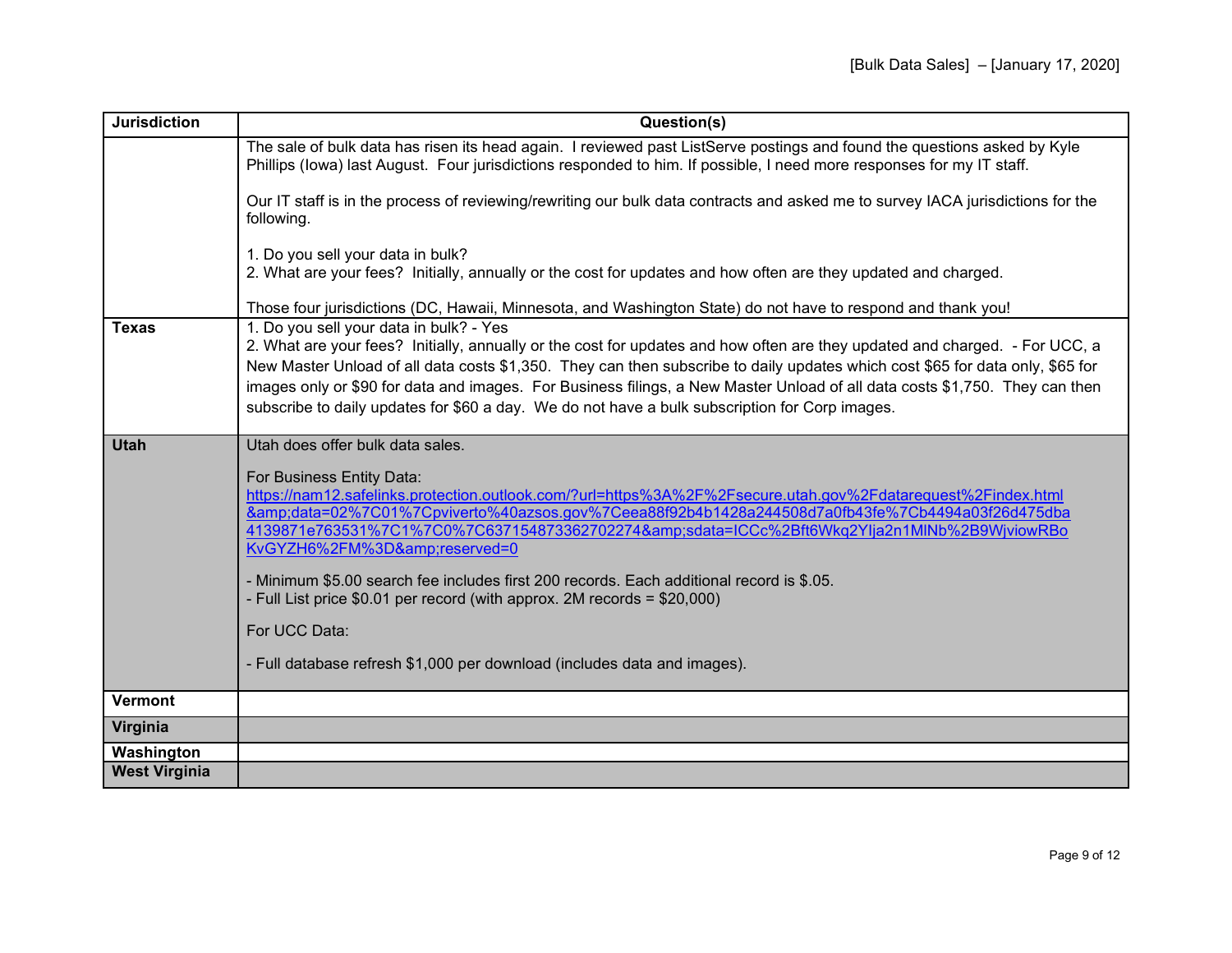| Jurisdiction | Question(s) |
| --- | --- |
| | The sale of bulk data has risen its head again. I reviewed past ListServe postings and found the questions asked by Kyle Phillips (Iowa) last August. Four jurisdictions responded to him. If possible, I need more responses for my IT staff.<br><br>Our IT staff is in the process of reviewing/rewriting our bulk data contracts and asked me to survey IACA jurisdictions for the following.<br><br>1. Do you sell your data in bulk?<br>2. What are your fees? Initially, annually or the cost for updates and how often are they updated and charged.<br><br>Those four jurisdictions (DC, Hawaii, Minnesota, and Washington State) do not have to respond and thank you! |
| **Texas** | 1. Do you sell your data in bulk? - Yes<br>2. What are your fees? Initially, annually or the cost for updates and how often are they updated and charged. - For UCC, a New Master Unload of all data costs $1,350. They can then subscribe to daily updates which cost $65 for data only, $65 for images only or $90 for data and images. For Business filings, a New Master Unload of all data costs $1,750. They can then subscribe to daily updates for $60 a day. We do not have a bulk subscription for Corp images. |
| **Utah** | Utah does offer bulk data sales.<br><br>For Business Entity Data:<br>https://nam12.safelinks.protection.outlook.com/?url=https%3A%2F%2Fsecure.utah.gov%2Fdatarequest%2Findex.html&amp;data=02%7C01%7Cpviverto%40azsos.gov%7Ceea88f92b4b1428a244508d7a0fb43fe%7Cb4494a03f26d475dba4139871e763531%7C1%7C0%7C637154873362702274&amp;sdata=ICCc%2Bft6Wkq2YIja2n1MlNb%2B9WjviowRBoKvGYZH6%2FM%3D&amp;reserved=0<br><br>- Minimum $5.00 search fee includes first 200 records. Each additional record is $.05.<br>- Full List price $0.01 per record (with approx. 2M records = $20,000)<br><br>For UCC Data:<br><br>- Full database refresh $1,000 per download (includes data and images). |
| **Vermont** | |
| **Virginia** | |
| **Washington** | |
| **West Virginia** | |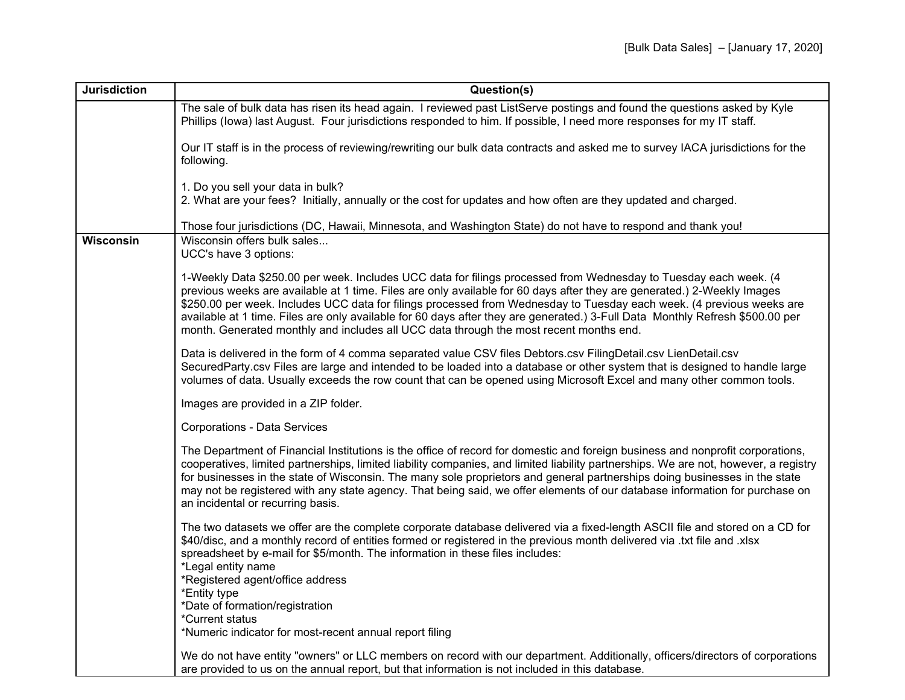| Jurisdiction | Question(s) |
|---|---|
| | The sale of bulk data has risen its head again. I reviewed past ListServe postings and found the questions asked by Kyle Phillips (Iowa) last August. Four jurisdictions responded to him. If possible, I need more responses for my IT staff.<br><br>Our IT staff is in the process of reviewing/rewriting our bulk data contracts and asked me to survey IACA jurisdictions for the following.<br><br>1. Do you sell your data in bulk?<br>2. What are your fees? Initially, annually or the cost for updates and how often are they updated and charged.<br><br>Those four jurisdictions (DC, Hawaii, Minnesota, and Washington State) do not have to respond and thank you! |
| **Wisconsin** | Wisconsin offers bulk sales...<br>UCC's have 3 options:<br><br>1-Weekly Data $250.00 per week. Includes UCC data for filings processed from Wednesday to Tuesday each week. (4 previous weeks are available at 1 time. Files are only available for 60 days after they are generated.) 2-Weekly Images $250.00 per week. Includes UCC data for filings processed from Wednesday to Tuesday each week. (4 previous weeks are available at 1 time. Files are only available for 60 days after they are generated.) 3-Full Data Monthly Refresh $500.00 per month. Generated monthly and includes all UCC data through the most recent months end.<br><br>Data is delivered in the form of 4 comma separated value CSV files Debtors.csv FilingDetail.csv LienDetail.csv SecuredParty.csv Files are large and intended to be loaded into a database or other system that is designed to handle large volumes of data. Usually exceeds the row count that can be opened using Microsoft Excel and many other common tools.<br><br>Images are provided in a ZIP folder.<br><br>Corporations - Data Services<br><br>The Department of Financial Institutions is the office of record for domestic and foreign business and nonprofit corporations, cooperatives, limited partnerships, limited liability companies, and limited liability partnerships. We are not, however, a registry for businesses in the state of Wisconsin. The many sole proprietors and general partnerships doing businesses in the state may not be registered with any state agency. That being said, we offer elements of our database information for purchase on an incidental or recurring basis.<br><br>The two datasets we offer are the complete corporate database delivered via a fixed-length ASCII file and stored on a CD for $40/disc, and a monthly record of entities formed or registered in the previous month delivered via .txt file and .xlsx spreadsheet by e-mail for $5/month. The information in these files includes:<br>*Legal entity name<br>*Registered agent/office address<br>*Entity type<br>*Date of formation/registration<br>*Current status<br>*Numeric indicator for most-recent annual report filing<br><br>We do not have entity "owners" or LLC members on record with our department. Additionally, officers/directors of corporations are provided to us on the annual report, but that information is not included in this database. |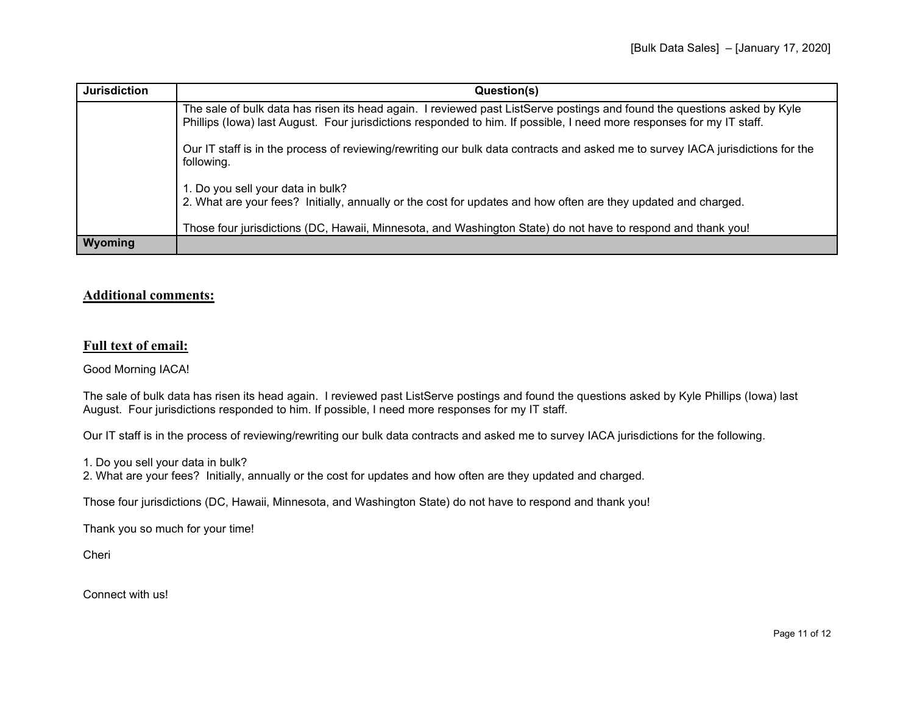| Jurisdiction | Question(s) |
|---|---|
| | The sale of bulk data has risen its head again. I reviewed past ListServe postings and found the questions asked by Kyle Phillips (Iowa) last August. Four jurisdictions responded to him. If possible, I need more responses for my IT staff.<br><br>Our IT staff is in the process of reviewing/rewriting our bulk data contracts and asked me to survey IACA jurisdictions for the following.<br><br>1. Do you sell your data in bulk?<br>2. What are your fees? Initially, annually or the cost for updates and how often are they updated and charged.<br><br>Those four jurisdictions (DC, Hawaii, Minnesota, and Washington State) do not have to respond and thank you! |
| **Wyoming** | |

## Additional comments:

## Full text of email:

Good Morning IACA!

The sale of bulk data has risen its head again. I reviewed past ListServe postings and found the questions asked by Kyle Phillips (Iowa) last August. Four jurisdictions responded to him. If possible, I need more responses for my IT staff.

Our IT staff is in the process of reviewing/rewriting our bulk data contracts and asked me to survey IACA jurisdictions for the following.

1. Do you sell your data in bulk?
2. What are your fees? Initially, annually or the cost for updates and how often are they updated and charged.

Those four jurisdictions (DC, Hawaii, Minnesota, and Washington State) do not have to respond and thank you!

Thank you so much for your time!

Cheri

Connect with us!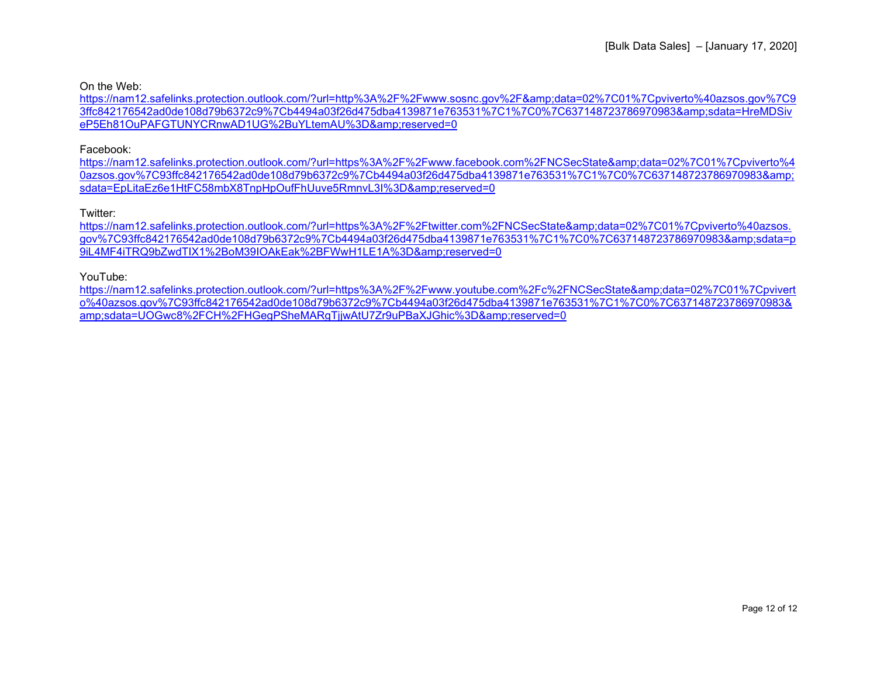On the Web:
https://nam12.safelinks.protection.outlook.com/?url=http%3A%2F%2Fwww.sosnc.gov%2F&amp;data=02%7C01%7Cpviverto%40azsos.gov%7C93ffc842176542ad0de108d79b6372c9%7Cb4494a03f26d475dba4139871e763531%7C1%7C0%7C637148723786970983&amp;sdata=HreMDSiveP5Eh81OuPAFGTUNYCRnwAD1UG%2BuYLtemAU%3D&amp;reserved=0

Facebook:
https://nam12.safelinks.protection.outlook.com/?url=https%3A%2F%2Fwww.facebook.com%2FNCSecState&amp;data=02%7C01%7Cpviverto%40azsos.gov%7C93ffc842176542ad0de108d79b6372c9%7Cb4494a03f26d475dba4139871e763531%7C1%7C0%7C637148723786970983&amp;sdata=EpLitaEz6e1HtFC58mbX8TnpHpOufFhUuve5RmnvL3I%3D&amp;reserved=0

Twitter:
https://nam12.safelinks.protection.outlook.com/?url=https%3A%2F%2Ftwitter.com%2FNCSecState&amp;data=02%7C01%7Cpviverto%40azsos.gov%7C93ffc842176542ad0de108d79b6372c9%7Cb4494a03f26d475dba4139871e763531%7C1%7C0%7C637148723786970983&amp;sdata=p9iL4MF4iTRQ9bZwdTIX1%2BoM39IOAkEak%2BFWwH1LE1A%3D&amp;reserved=0

YouTube:
https://nam12.safelinks.protection.outlook.com/?url=https%3A%2F%2Fwww.youtube.com%2Fc%2FNCSecState&amp;data=02%7C01%7Cpviverto%40azsos.gov%7C93ffc842176542ad0de108d79b6372c9%7Cb4494a03f26d475dba4139871e763531%7C1%7C0%7C637148723786970983&amp;sdata=UOGwc8%2FCH%2FHGegPSheMARgTjjwAtU7Zr9uPBaXJGhic%3D&amp;reserved=0